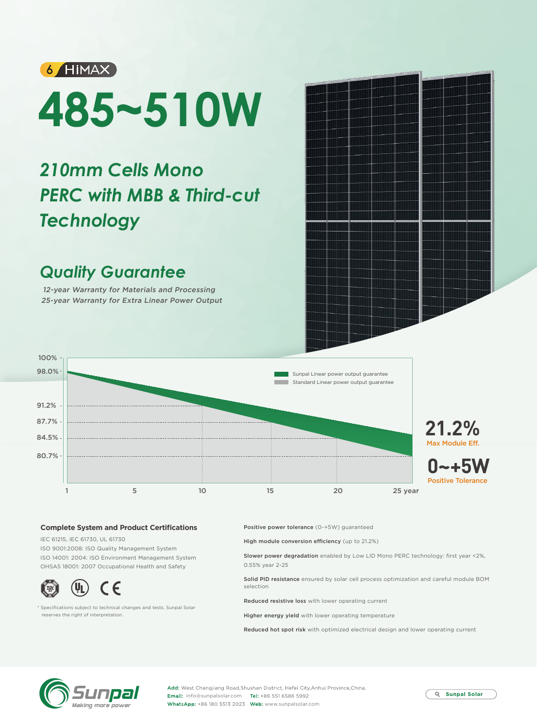6 HiMAX

# 485~510W

## *210mm Cells Mono PERC with MBB & Third-cut Technology*

## *Quality Guarantee*

*12-year Warranty for Materials and Processing*
*25-year Warranty for Extra Linear Power Output*

100%
98.0%
91.2%
87.7%
84.5%
80.7%

1 5 10 15 20 25 year

Sunpal Linear power output guarantee
Standard Linear power output guarantee

**21.2%**
Max Module Eff.

**0~+5W**
Positive Tolerance

### Complete System and Product Certifications

IEC 61215, IEC 61730, UL 61730
ISO 9001:2008: ISO Quality Management System
ISO 14001: 2004: ISO Environment Management System
OHSAS 18001: 2007 Occupational Health and Safety

\* Specifications subject to technical changes and tests. Sunpal Solar reserves the right of interpretation.

**Positive power tolerance** (0-+5W) guaranteed

**High module conversion efficiency** (up to 21.2%)

**Slower power degradation** enabled by Low LID Mono PERC technology: first year <2%, 0.55% year 2-25

**Solid PID resistance** ensured by solar cell process optimization and careful module BOM selection

**Reduced resistive loss** with lower operating current

**Higher energy yield** with lower operating temperature

**Reduced hot spot risk** with optimized electrical design and lower operating current

Sunpal
Making more power

**Add:** West Changjiang Road,Shushan District, Hefei City,Anhui Province,China.
**Email:** info@sunpalsolar.com **Tel:** +86 551 6586 5992
**WhatsApp:** +86 180 5513 2023 **Web:** www.sunpalsolar.com

Sunpal Solar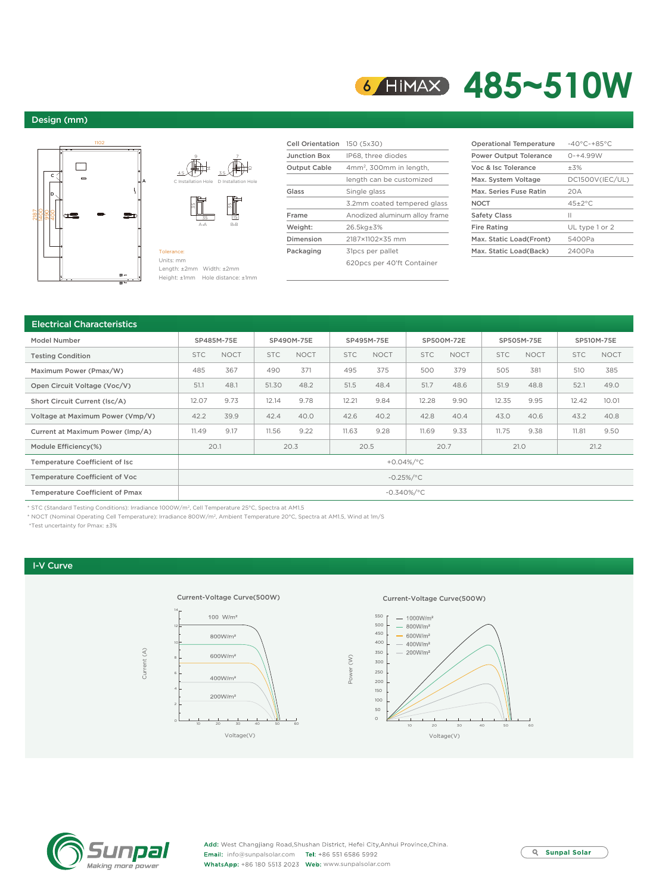# 6 HiMAX 485~510W

## Design (mm)

1102

2187 1400 990 400

C Installation Hole D Installation Hole

A-A B-B

Tolerance:
Units: mm
Length: ±2mm Width: ±2mm
Height: ±1mm Hole distance: ±1mm

| | |
|---|---|
| Cell Orientation | 150 (5x30) |
| Junction Box | IP68, three diodes |
| Output Cable | $4mm^2$, 300mm in length, length can be customized |
| Glass | Single glass<br>3.2mm coated tempered glass |
| Frame | Anodized aluminum alloy frame |
| Weight: | 26.5kg±3% |
| Dimension | 2187×1102×35 mm |
| Packaging | 31pcs per pallet<br>620pcs per 40'ft Container |

| | |
|---|---|
| Operational Temperature | -40°C~+85°C |
| Power Output Tolerance | 0~+4.99W |
| Voc & Isc Tolerance | ±3% |
| Max. System Voltage | DC1500V(IEC/UL) |
| Max. Series Fuse Ratin | 20A |
| NOCT | 45±2°C |
| Safety Class | II |
| Fire Rating | UL type 1 or 2 |
| Max. Static Load(Front) | 5400Pa |
| Max. Static Load(Back) | 2400Pa |

## Electrical Characteristics

| Model Number | SP485M-75E | | SP490M-75E | | SP495M-75E | | SP500M-72E | | SP505M-75E | | SP510M-75E | |
|---|---|---|---|---|---|---|---|---|---|---|---|---|
| Testing Condition | STC | NOCT | STC | NOCT | STC | NOCT | STC | NOCT | STC | NOCT | STC | NOCT |
| Maximum Power (Pmax/W) | 485 | 367 | 490 | 371 | 495 | 375 | 500 | 379 | 505 | 381 | 510 | 385 |
| Open Circuit Voltage (Voc/V) | 51.1 | 48.1 | 51.30 | 48.2 | 51.5 | 48.4 | 51.7 | 48.6 | 51.9 | 48.8 | 52.1 | 49.0 |
| Short Circuit Current (Isc/A) | 12.07 | 9.73 | 12.14 | 9.78 | 12.21 | 9.84 | 12.28 | 9.90 | 12.35 | 9.95 | 12.42 | 10.01 |
| Voltage at Maximum Power (Vmp/V) | 42.2 | 39.9 | 42.4 | 40.0 | 42.6 | 40.2 | 42.8 | 40.4 | 43.0 | 40.6 | 43.2 | 40.8 |
| Current at Maximum Power (Imp/A) | 11.49 | 9.17 | 11.56 | 9.22 | 11.63 | 9.28 | 11.69 | 9.33 | 11.75 | 9.38 | 11.81 | 9.50 |
| Module Efficiency(%) | 20.1 | | 20.3 | | 20.5 | | 20.7 | | 21.0 | | 21.2 | |
| Temperature Coefficient of Isc | +0.04%/°C | | | | | | | | | | | |
| Temperature Coefficient of Voc | -0.25%/°C | | | | | | | | | | | |
| Temperature Coefficient of Pmax | -0.340%/°C | | | | | | | | | | | |

* STC (Standard Testing Conditions): Irradiance $1000W/m^2$, Cell Temperature 25°C, Spectra at AM1.5
* NOCT (Nominal Operating Cell Temperature): Irradiance $800W/m^2$, Ambient Temperature 20°C, Spectra at AM1.5, Wind at 1m/S
*Test uncertainty for Pmax: ±3%

## I-V Curve

Current-Voltage Curve(500W)

Current (A)

0 2 4 6 8 10 12 14

$100\ W/m^2$
$800W/m^2$
$600W/m^2$
$400W/m^2$
$200W/m^2$

10 20 30 40 50 60

Voltage(V)

Current-Voltage Curve(500W)

Power (W)

0 50 100 150 200 250 300 350 400 450 500 550

$1000W/m^2$
$800W/m^2$
$600W/m^2$
$400W/m^2$
$200W/m^2$

10 20 30 40 50 60

Voltage(V)

Sunpal
Making more power

**Add:** West Changjiang Road,Shushan District, Hefei City,Anhui Province,China.
**Email:** info@sunpalsolar.com **Tel:** +86 551 6586 5992
**WhatsApp:** +86 180 5513 2023 **Web:** www.sunpalsolar.com

Sunpal Solar